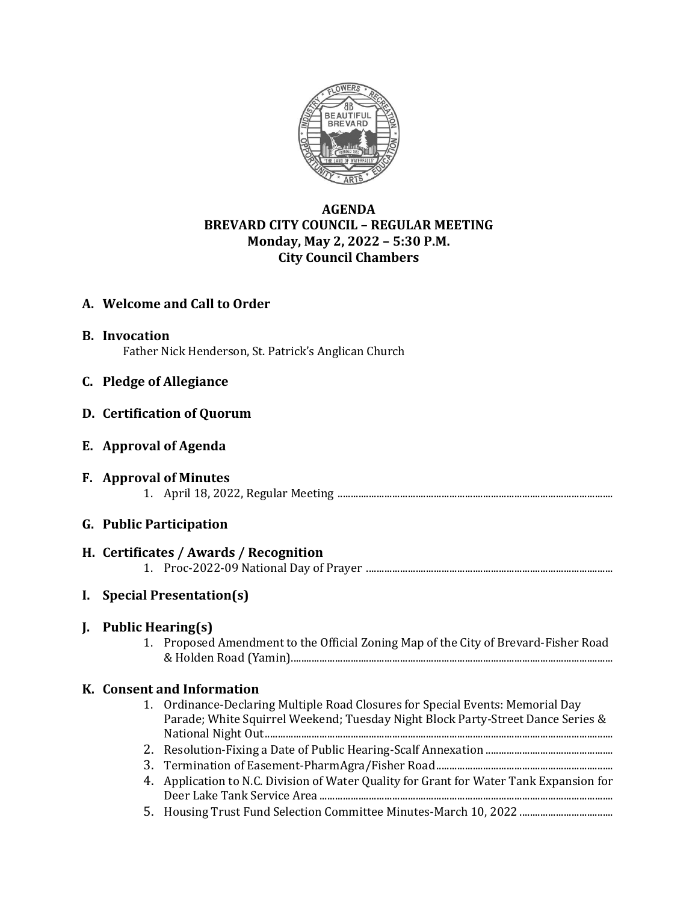**AGENDA**
**BREVARD CITY COUNCIL – REGULAR MEETING**
**Monday, May 2, 2022 – 5:30 P.M.**
**City Council Chambers**

## A. Welcome and Call to Order

## B. Invocation

Father Nick Henderson, St. Patrick's Anglican Church

## C. Pledge of Allegiance

## D. Certification of Quorum

## E. Approval of Agenda

## F. Approval of Minutes

1. April 18, 2022, Regular Meeting

## G. Public Participation

## H. Certificates / Awards / Recognition

1. Proc-2022-09 National Day of Prayer

## I. Special Presentation(s)

## J. Public Hearing(s)

1. Proposed Amendment to the Official Zoning Map of the City of Brevard-Fisher Road & Holden Road (Yamin)

## K. Consent and Information

1. Ordinance-Declaring Multiple Road Closures for Special Events: Memorial Day Parade; White Squirrel Weekend; Tuesday Night Block Party-Street Dance Series & National Night Out
2. Resolution-Fixing a Date of Public Hearing-Scalf Annexation
3. Termination of Easement-PharmAgra/Fisher Road
4. Application to N.C. Division of Water Quality for Grant for Water Tank Expansion for Deer Lake Tank Service Area
5. Housing Trust Fund Selection Committee Minutes-March 10, 2022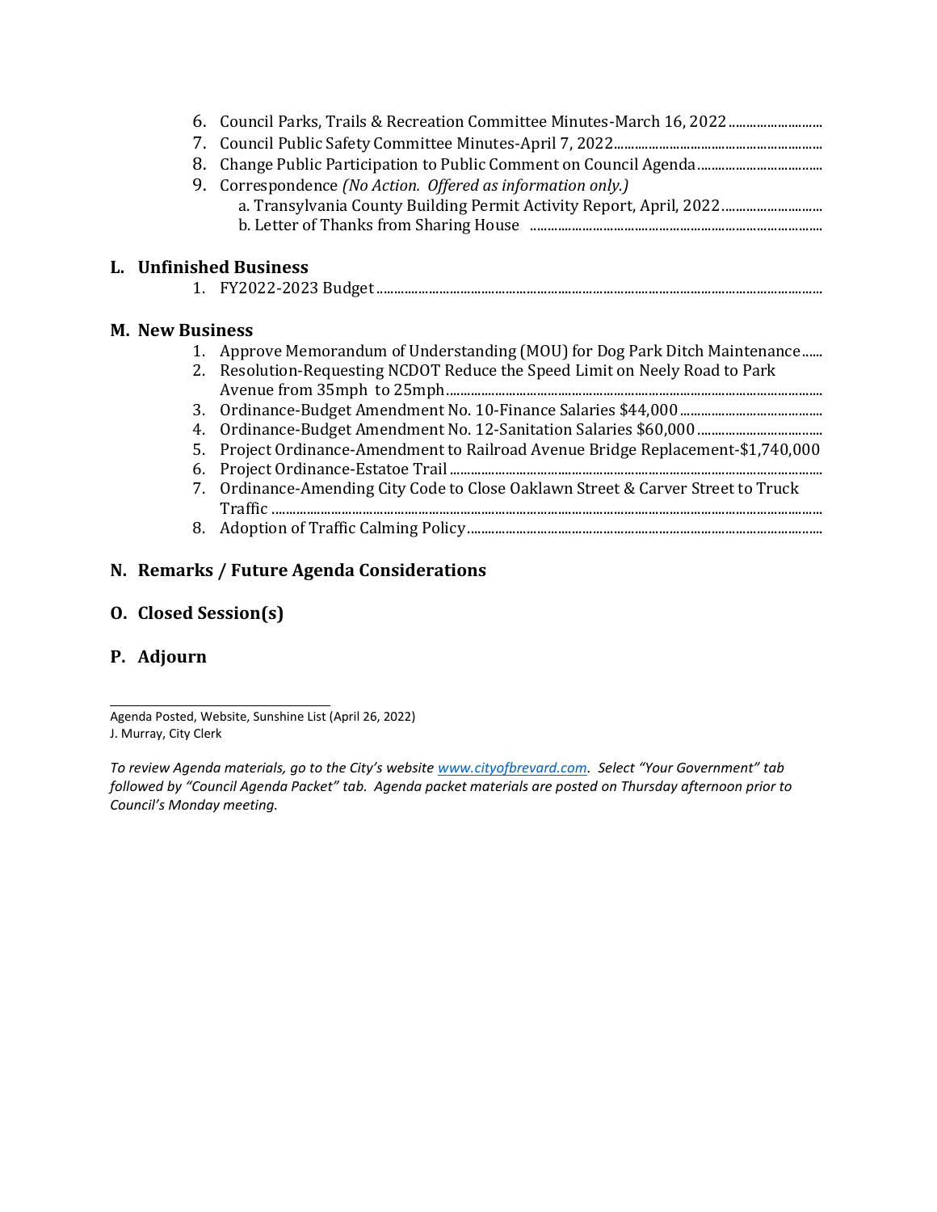6. Council Parks, Trails & Recreation Committee Minutes-March 16, 2022
7. Council Public Safety Committee Minutes-April 7, 2022
8. Change Public Participation to Public Comment on Council Agenda
9. Correspondence *(No Action. Offered as information only.)*
   - a. Transylvania County Building Permit Activity Report, April, 2022
   - b. Letter of Thanks from Sharing House

## L. Unfinished Business

1. FY2022-2023 Budget

## M. New Business

1. Approve Memorandum of Understanding (MOU) for Dog Park Ditch Maintenance
2. Resolution-Requesting NCDOT Reduce the Speed Limit on Neely Road to Park Avenue from 35mph to 25mph
3. Ordinance-Budget Amendment No. 10-Finance Salaries $44,000
4. Ordinance-Budget Amendment No. 12-Sanitation Salaries $60,000
5. Project Ordinance-Amendment to Railroad Avenue Bridge Replacement-$1,740,000
6. Project Ordinance-Estatoe Trail
7. Ordinance-Amending City Code to Close Oaklawn Street & Carver Street to Truck Traffic
8. Adoption of Traffic Calming Policy

## N. Remarks / Future Agenda Considerations

## O. Closed Session(s)

## P. Adjourn

---

Agenda Posted, Website, Sunshine List (April 26, 2022)
J. Murray, City Clerk

*To review Agenda materials, go to the City's website www.cityofbrevard.com. Select "Your Government" tab followed by "Council Agenda Packet" tab. Agenda packet materials are posted on Thursday afternoon prior to Council's Monday meeting.*